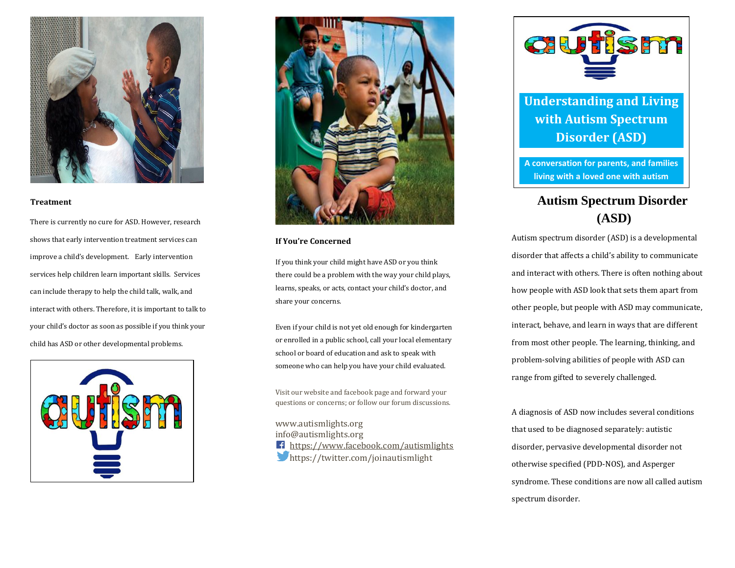## Treatment

There is currently no cure for ASD. However, research shows that early intervention treatment services can improve a child's development. Early intervention services help children learn important skills. Services can include therapy to help the child talk, walk, and interact with others. Therefore, it is important to talk to your child's doctor as soon as possible if you think your child has ASD or other developmental problems.

## If You're Concerned

If you think your child might have ASD or you think there could be a problem with the way your child plays, learns, speaks, or acts, contact your child's doctor, and share your concerns.

Even if your child is not yet old enough for kindergarten or enrolled in a public school, call your local elementary school or board of education and ask to speak with someone who can help you have your child evaluated.

Visit our website and facebook page and forward your questions or concerns; or follow our forum discussions.

www.autismlights.org
info@autismlights.org
https://www.facebook.com/autismlights
https://twitter.com/joinautismlight

# Understanding and Living with Autism Spectrum Disorder (ASD)

**A conversation for parents, and families living with a loved one with autism**

## Autism Spectrum Disorder (ASD)

Autism spectrum disorder (ASD) is a developmental disorder that affects a child's ability to communicate and interact with others. There is often nothing about how people with ASD look that sets them apart from other people, but people with ASD may communicate, interact, behave, and learn in ways that are different from most other people. The learning, thinking, and problem-solving abilities of people with ASD can range from gifted to severely challenged.

A diagnosis of ASD now includes several conditions that used to be diagnosed separately: autistic disorder, pervasive developmental disorder not otherwise specified (PDD-NOS), and Asperger syndrome. These conditions are now all called autism spectrum disorder.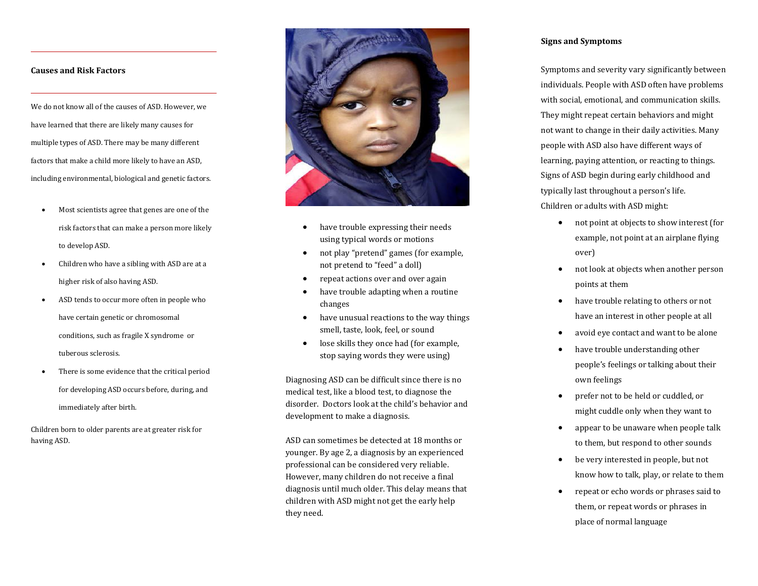## Causes and Risk Factors

We do not know all of the causes of ASD. However, we have learned that there are likely many causes for multiple types of ASD. There may be many different factors that make a child more likely to have an ASD, including environmental, biological and genetic factors.

- Most scientists agree that genes are one of the risk factors that can make a person more likely to develop ASD.
- Children who have a sibling with ASD are at a higher risk of also having ASD.
- ASD tends to occur more often in people who have certain genetic or chromosomal conditions, such as fragile X syndrome or tuberous sclerosis.
- There is some evidence that the critical period for developing ASD occurs before, during, and immediately after birth.

Children born to older parents are at greater risk for having ASD.

- have trouble expressing their needs using typical words or motions
- not play "pretend" games (for example, not pretend to "feed" a doll)
- repeat actions over and over again
- have trouble adapting when a routine changes
- have unusual reactions to the way things smell, taste, look, feel, or sound
- lose skills they once had (for example, stop saying words they were using)

Diagnosing ASD can be difficult since there is no medical test, like a blood test, to diagnose the disorder. Doctors look at the child's behavior and development to make a diagnosis.

ASD can sometimes be detected at 18 months or younger. By age 2, a diagnosis by an experienced professional can be considered very reliable. However, many children do not receive a final diagnosis until much older. This delay means that children with ASD might not get the early help they need.

## Signs and Symptoms

Symptoms and severity vary significantly between individuals. People with ASD often have problems with social, emotional, and communication skills. They might repeat certain behaviors and might not want to change in their daily activities. Many people with ASD also have different ways of learning, paying attention, or reacting to things. Signs of ASD begin during early childhood and typically last throughout a person's life.

Children or adults with ASD might:

- not point at objects to show interest (for example, not point at an airplane flying over)
- not look at objects when another person points at them
- have trouble relating to others or not have an interest in other people at all
- avoid eye contact and want to be alone
- have trouble understanding other people's feelings or talking about their own feelings
- prefer not to be held or cuddled, or might cuddle only when they want to
- appear to be unaware when people talk to them, but respond to other sounds
- be very interested in people, but not know how to talk, play, or relate to them
- repeat or echo words or phrases said to them, or repeat words or phrases in place of normal language